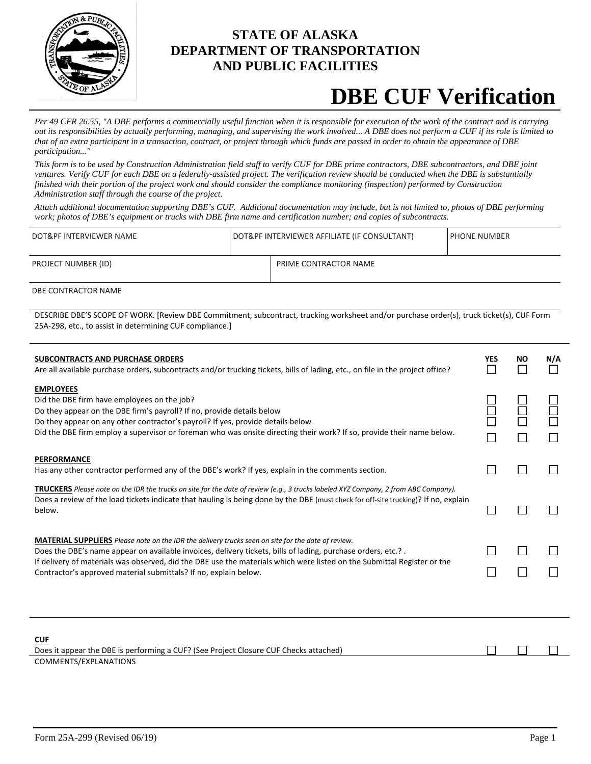# STATE OF ALASKA
# DEPARTMENT OF TRANSPORTATION AND PUBLIC FACILITIES

# DBE CUF Verification

*Per 49 CFR 26.55, "A DBE performs a commercially useful function when it is responsible for execution of the work of the contract and is carrying out its responsibilities by actually performing, managing, and supervising the work involved... A DBE does not perform a CUF if its role is limited to that of an extra participant in a transaction, contract, or project through which funds are passed in order to obtain the appearance of DBE participation..."*

*This form is to be used by Construction Administration field staff to verify CUF for DBE prime contractors, DBE subcontractors, and DBE joint ventures. Verify CUF for each DBE on a federally-assisted project. The verification review should be conducted when the DBE is substantially finished with their portion of the project work and should consider the compliance monitoring (inspection) performed by Construction Administration staff through the course of the project.*

*Attach additional documentation supporting DBE's CUF. Additional documentation may include, but is not limited to, photos of DBE performing work; photos of DBE's equipment or trucks with DBE firm name and certification number; and copies of subcontracts.*

| DOT&PF INTERVIEWER NAME | DOT&PF INTERVIEWER AFFILIATE (IF CONSULTANT) | PHONE NUMBER |
|---|---|---|
| | | |

| PROJECT NUMBER (ID) | PRIME CONTRACTOR NAME |
|---|---|
| | |

DBE CONTRACTOR NAME

DESCRIBE DBE'S SCOPE OF WORK. [Review DBE Commitment, subcontract, trucking worksheet and/or purchase order(s), truck ticket(s), CUF Form 25A-298, etc., to assist in determining CUF compliance.]

| | YES | NO | N/A |
|---|---|---|---|
| **SUBCONTRACTS AND PURCHASE ORDERS** | | | |
| Are all available purchase orders, subcontracts and/or trucking tickets, bills of lading, etc., on file in the project office? | ☐ | ☐ | ☐ |
| **EMPLOYEES** | | | |
| Did the DBE firm have employees on the job? | ☐ | ☐ | ☐ |
| Do they appear on the DBE firm's payroll? If no, provide details below | ☐ | ☐ | ☐ |
| Do they appear on any other contractor's payroll? If yes, provide details below | ☐ | ☐ | ☐ |
| Did the DBE firm employ a supervisor or foreman who was onsite directing their work? If so, provide their name below. | ☐ | ☐ | ☐ |
| **PERFORMANCE** | | | |
| Has any other contractor performed any of the DBE's work? If yes, explain in the comments section. | ☐ | ☐ | ☐ |
| **TRUCKERS** *Please note on the IDR the trucks on site for the date of review (e.g., 3 trucks labeled XYZ Company, 2 from ABC Company).* | | | |
| Does a review of the load tickets indicate that hauling is being done by the DBE (must check for off-site trucking)? If no, explain below. | ☐ | ☐ | ☐ |
| **MATERIAL SUPPLIERS** *Please note on the IDR the delivery trucks seen on site for the date of review.* | | | |
| Does the DBE's name appear on available invoices, delivery tickets, bills of lading, purchase orders, etc.? . | ☐ | ☐ | ☐ |
| If delivery of materials was observed, did the DBE use the materials which were listed on the Submittal Register or the Contractor's approved material submittals? If no, explain below. | ☐ | ☐ | ☐ |
| **CUF** | | | |
| Does it appear the DBE is performing a CUF? (See Project Closure CUF Checks attached) | ☐ | ☐ | ☐ |

COMMENTS/EXPLANATIONS

Form 25A-299 (Revised 06/19)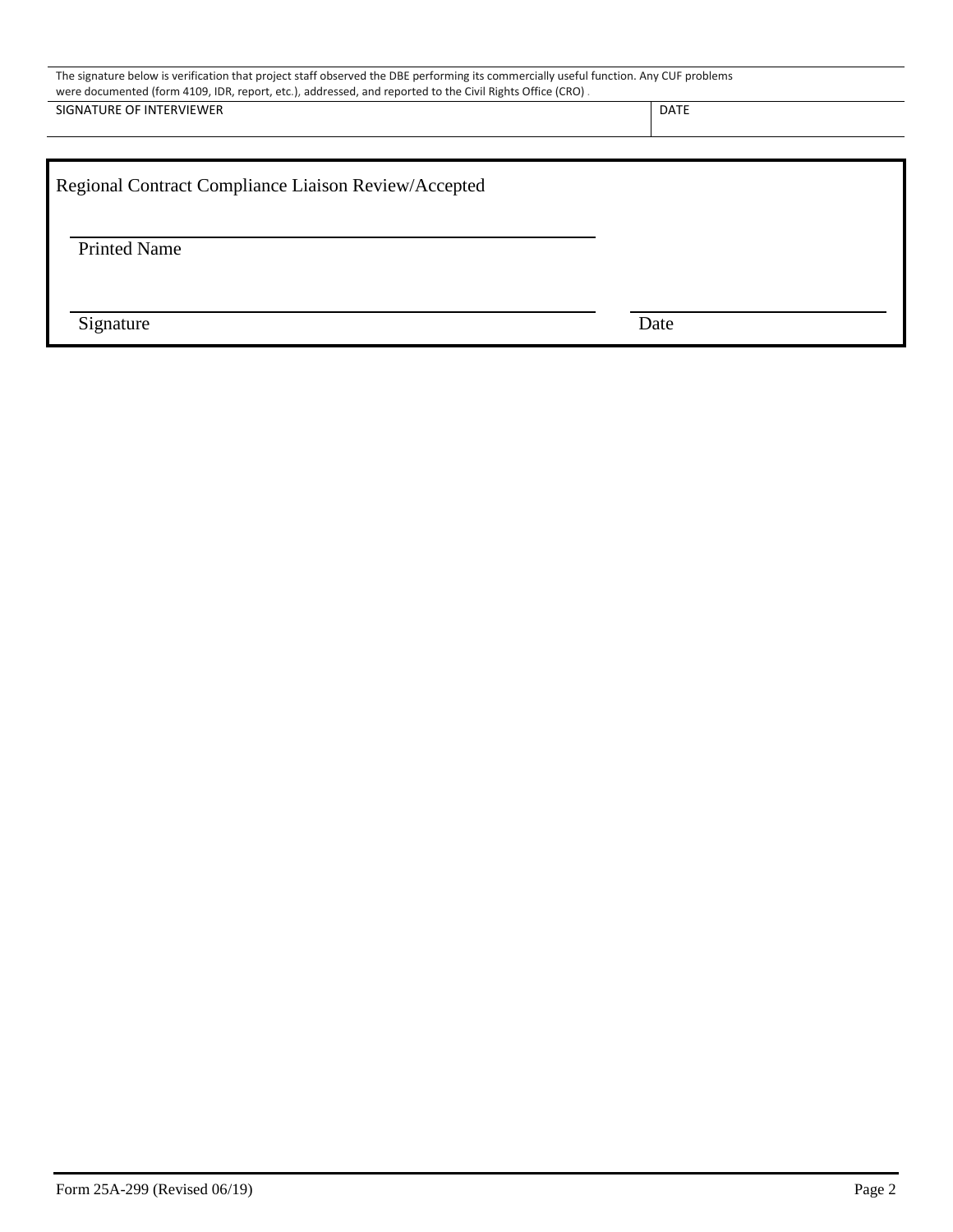The signature below is verification that project staff observed the DBE performing its commercially useful function. Any CUF problems were documented (form 4109, IDR, report, etc.), addressed, and reported to the Civil Rights Office (CRO) .

| SIGNATURE OF INTERVIEWER | DATE |
| --- | --- |
| | |

Regional Contract Compliance Liaison Review/Accepted

Printed Name

Signature

Date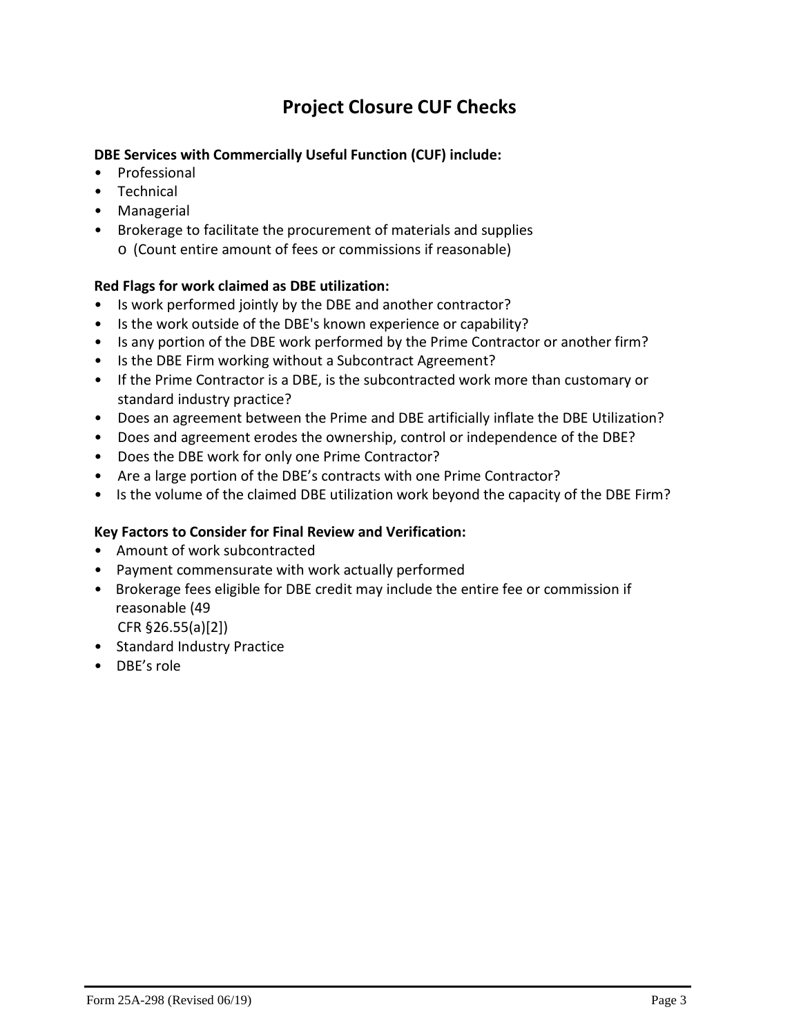# Project Closure CUF Checks

**DBE Services with Commercially Useful Function (CUF) include:**

- Professional
- Technical
- Managerial
- Brokerage to facilitate the procurement of materials and supplies
  - (Count entire amount of fees or commissions if reasonable)

**Red Flags for work claimed as DBE utilization:**

- Is work performed jointly by the DBE and another contractor?
- Is the work outside of the DBE's known experience or capability?
- Is any portion of the DBE work performed by the Prime Contractor or another firm?
- Is the DBE Firm working without a Subcontract Agreement?
- If the Prime Contractor is a DBE, is the subcontracted work more than customary or standard industry practice?
- Does an agreement between the Prime and DBE artificially inflate the DBE Utilization?
- Does and agreement erodes the ownership, control or independence of the DBE?
- Does the DBE work for only one Prime Contractor?
- Are a large portion of the DBE's contracts with one Prime Contractor?
- Is the volume of the claimed DBE utilization work beyond the capacity of the DBE Firm?

**Key Factors to Consider for Final Review and Verification:**

- Amount of work subcontracted
- Payment commensurate with work actually performed
- Brokerage fees eligible for DBE credit may include the entire fee or commission if reasonable (49 CFR §26.55(a)[2])
- Standard Industry Practice
- DBE's role

Form 25A-298 (Revised 06/19)